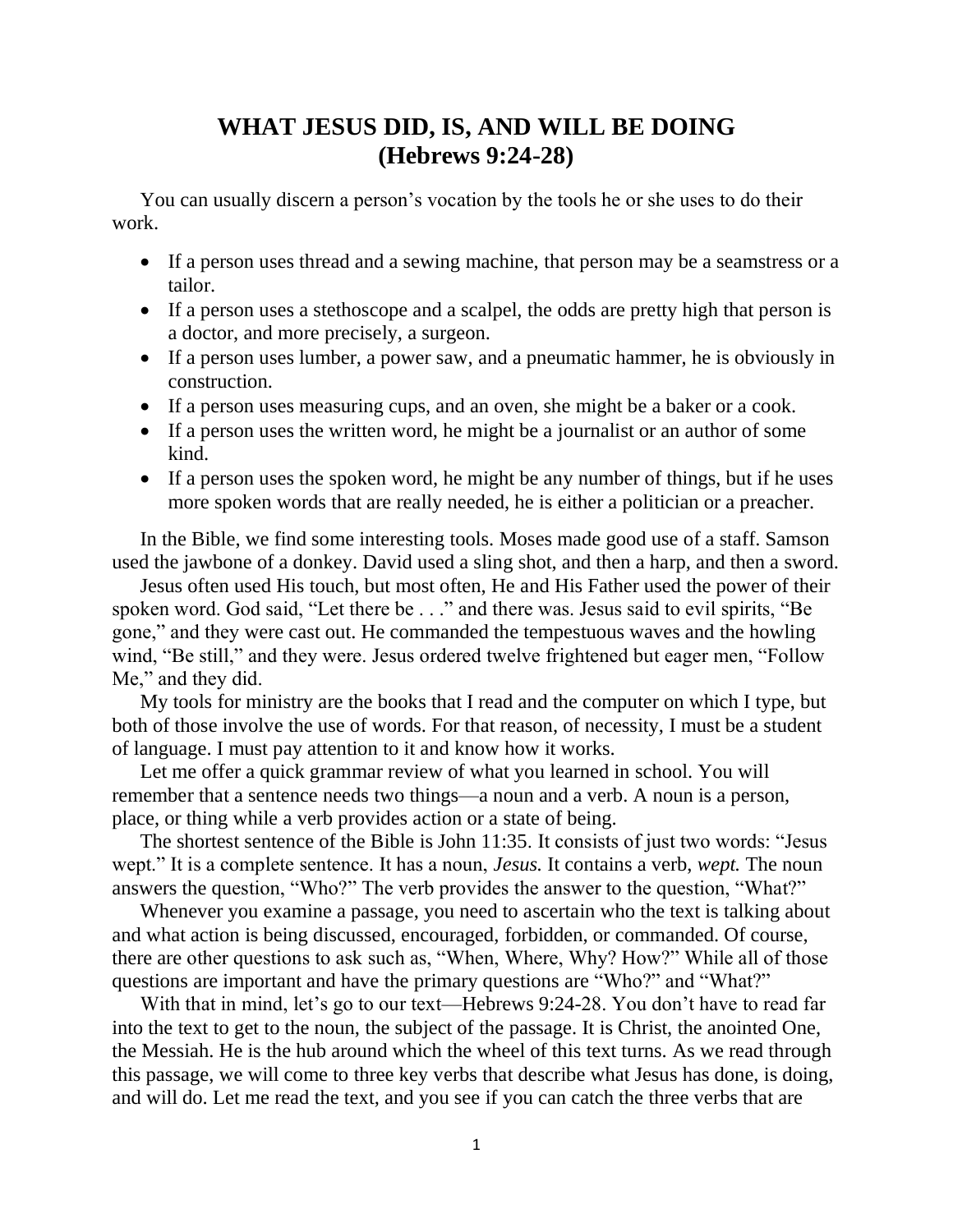# WHAT JESUS DID, IS, AND WILL BE DOING
## (Hebrews 9:24-28)

You can usually discern a person's vocation by the tools he or she uses to do their work.

- If a person uses thread and a sewing machine, that person may be a seamstress or a tailor.
- If a person uses a stethoscope and a scalpel, the odds are pretty high that person is a doctor, and more precisely, a surgeon.
- If a person uses lumber, a power saw, and a pneumatic hammer, he is obviously in construction.
- If a person uses measuring cups, and an oven, she might be a baker or a cook.
- If a person uses the written word, he might be a journalist or an author of some kind.
- If a person uses the spoken word, he might be any number of things, but if he uses more spoken words that are really needed, he is either a politician or a preacher.

In the Bible, we find some interesting tools. Moses made good use of a staff. Samson used the jawbone of a donkey. David used a sling shot, and then a harp, and then a sword.

Jesus often used His touch, but most often, He and His Father used the power of their spoken word. God said, "Let there be . . ." and there was. Jesus said to evil spirits, "Be gone," and they were cast out. He commanded the tempestuous waves and the howling wind, "Be still," and they were. Jesus ordered twelve frightened but eager men, "Follow Me," and they did.

My tools for ministry are the books that I read and the computer on which I type, but both of those involve the use of words. For that reason, of necessity, I must be a student of language. I must pay attention to it and know how it works.

Let me offer a quick grammar review of what you learned in school. You will remember that a sentence needs two things—a noun and a verb. A noun is a person, place, or thing while a verb provides action or a state of being.

The shortest sentence of the Bible is John 11:35. It consists of just two words: "Jesus wept." It is a complete sentence. It has a noun, *Jesus.* It contains a verb, *wept.* The noun answers the question, "Who?" The verb provides the answer to the question, "What?"

Whenever you examine a passage, you need to ascertain who the text is talking about and what action is being discussed, encouraged, forbidden, or commanded. Of course, there are other questions to ask such as, "When, Where, Why? How?" While all of those questions are important and have the primary questions are "Who?" and "What?"

With that in mind, let's go to our text—Hebrews 9:24-28. You don't have to read far into the text to get to the noun, the subject of the passage. It is Christ, the anointed One, the Messiah. He is the hub around which the wheel of this text turns. As we read through this passage, we will come to three key verbs that describe what Jesus has done, is doing, and will do. Let me read the text, and you see if you can catch the three verbs that are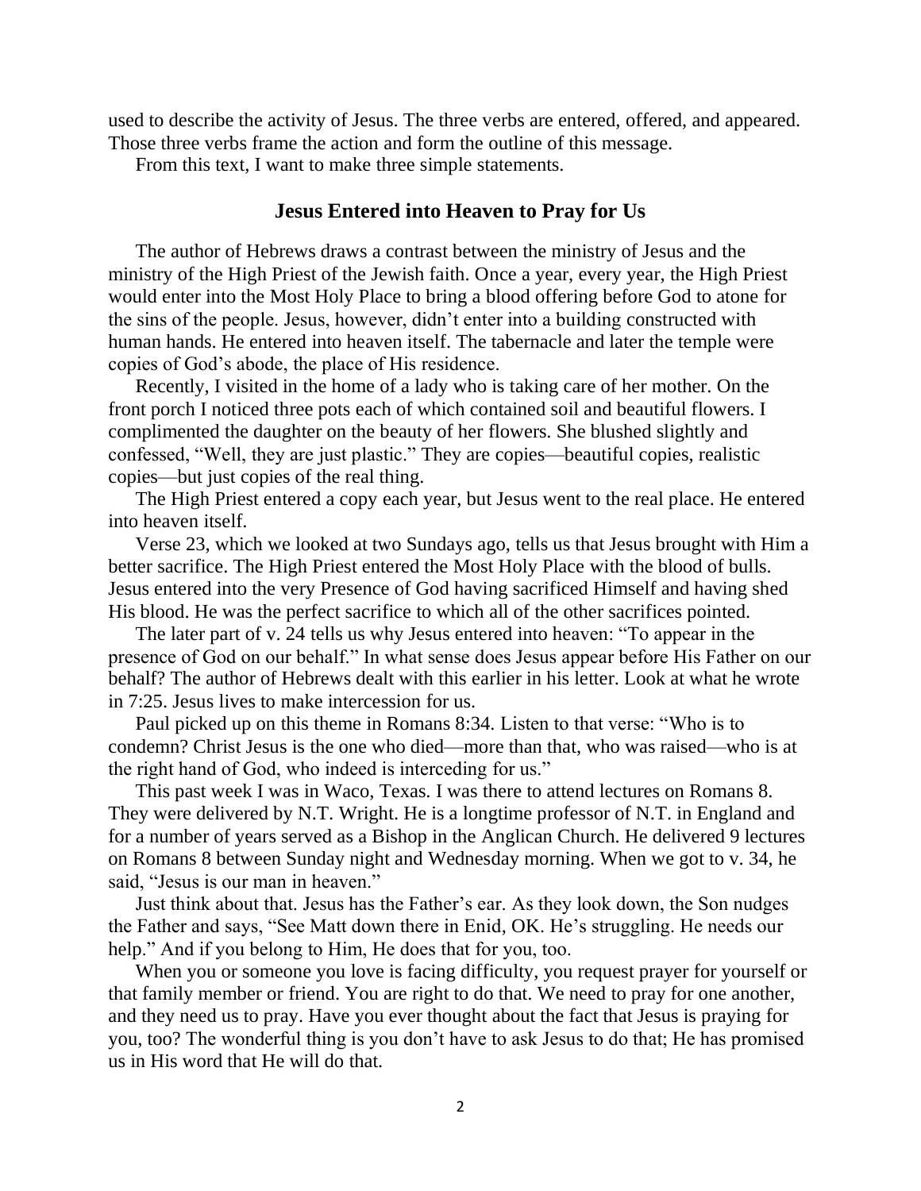used to describe the activity of Jesus. The three verbs are entered, offered, and appeared. Those three verbs frame the action and form the outline of this message.

From this text, I want to make three simple statements.

## Jesus Entered into Heaven to Pray for Us

The author of Hebrews draws a contrast between the ministry of Jesus and the ministry of the High Priest of the Jewish faith. Once a year, every year, the High Priest would enter into the Most Holy Place to bring a blood offering before God to atone for the sins of the people. Jesus, however, didn't enter into a building constructed with human hands. He entered into heaven itself. The tabernacle and later the temple were copies of God's abode, the place of His residence.

Recently, I visited in the home of a lady who is taking care of her mother. On the front porch I noticed three pots each of which contained soil and beautiful flowers. I complimented the daughter on the beauty of her flowers. She blushed slightly and confessed, "Well, they are just plastic." They are copies—beautiful copies, realistic copies—but just copies of the real thing.

The High Priest entered a copy each year, but Jesus went to the real place. He entered into heaven itself.

Verse 23, which we looked at two Sundays ago, tells us that Jesus brought with Him a better sacrifice. The High Priest entered the Most Holy Place with the blood of bulls. Jesus entered into the very Presence of God having sacrificed Himself and having shed His blood. He was the perfect sacrifice to which all of the other sacrifices pointed.

The later part of v. 24 tells us why Jesus entered into heaven: "To appear in the presence of God on our behalf." In what sense does Jesus appear before His Father on our behalf? The author of Hebrews dealt with this earlier in his letter. Look at what he wrote in 7:25. Jesus lives to make intercession for us.

Paul picked up on this theme in Romans 8:34. Listen to that verse: "Who is to condemn? Christ Jesus is the one who died—more than that, who was raised—who is at the right hand of God, who indeed is interceding for us."

This past week I was in Waco, Texas. I was there to attend lectures on Romans 8. They were delivered by N.T. Wright. He is a longtime professor of N.T. in England and for a number of years served as a Bishop in the Anglican Church. He delivered 9 lectures on Romans 8 between Sunday night and Wednesday morning. When we got to v. 34, he said, "Jesus is our man in heaven."

Just think about that. Jesus has the Father's ear. As they look down, the Son nudges the Father and says, "See Matt down there in Enid, OK. He's struggling. He needs our help." And if you belong to Him, He does that for you, too.

When you or someone you love is facing difficulty, you request prayer for yourself or that family member or friend. You are right to do that. We need to pray for one another, and they need us to pray. Have you ever thought about the fact that Jesus is praying for you, too? The wonderful thing is you don't have to ask Jesus to do that; He has promised us in His word that He will do that.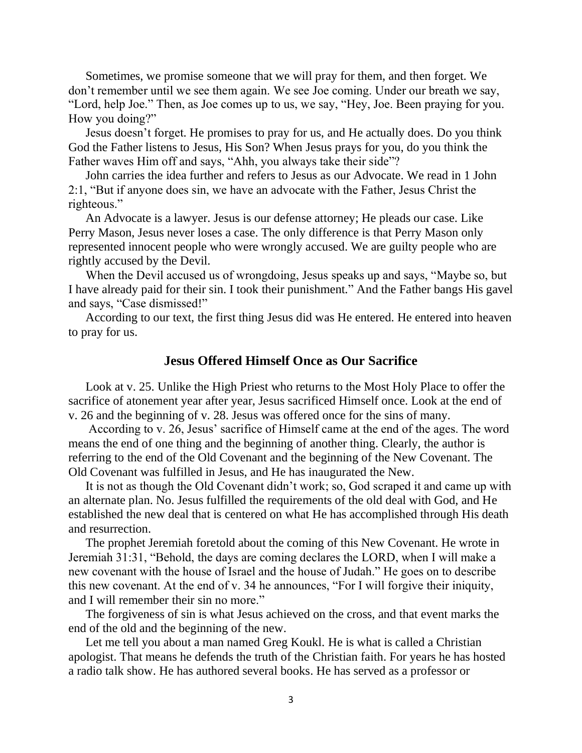Sometimes, we promise someone that we will pray for them, and then forget. We don't remember until we see them again. We see Joe coming. Under our breath we say, "Lord, help Joe." Then, as Joe comes up to us, we say, "Hey, Joe. Been praying for you. How you doing?"

Jesus doesn't forget. He promises to pray for us, and He actually does. Do you think God the Father listens to Jesus, His Son? When Jesus prays for you, do you think the Father waves Him off and says, "Ahh, you always take their side"?

John carries the idea further and refers to Jesus as our Advocate. We read in 1 John 2:1, "But if anyone does sin, we have an advocate with the Father, Jesus Christ the righteous."

An Advocate is a lawyer. Jesus is our defense attorney; He pleads our case. Like Perry Mason, Jesus never loses a case. The only difference is that Perry Mason only represented innocent people who were wrongly accused. We are guilty people who are rightly accused by the Devil.

When the Devil accused us of wrongdoing, Jesus speaks up and says, "Maybe so, but I have already paid for their sin. I took their punishment." And the Father bangs His gavel and says, "Case dismissed!"

According to our text, the first thing Jesus did was He entered. He entered into heaven to pray for us.

## Jesus Offered Himself Once as Our Sacrifice

Look at v. 25. Unlike the High Priest who returns to the Most Holy Place to offer the sacrifice of atonement year after year, Jesus sacrificed Himself once. Look at the end of v. 26 and the beginning of v. 28. Jesus was offered once for the sins of many.

According to v. 26, Jesus' sacrifice of Himself came at the end of the ages. The word means the end of one thing and the beginning of another thing. Clearly, the author is referring to the end of the Old Covenant and the beginning of the New Covenant. The Old Covenant was fulfilled in Jesus, and He has inaugurated the New.

It is not as though the Old Covenant didn't work; so, God scraped it and came up with an alternate plan. No. Jesus fulfilled the requirements of the old deal with God, and He established the new deal that is centered on what He has accomplished through His death and resurrection.

The prophet Jeremiah foretold about the coming of this New Covenant. He wrote in Jeremiah 31:31, "Behold, the days are coming declares the LORD, when I will make a new covenant with the house of Israel and the house of Judah." He goes on to describe this new covenant. At the end of v. 34 he announces, "For I will forgive their iniquity, and I will remember their sin no more."

The forgiveness of sin is what Jesus achieved on the cross, and that event marks the end of the old and the beginning of the new.

Let me tell you about a man named Greg Koukl. He is what is called a Christian apologist. That means he defends the truth of the Christian faith. For years he has hosted a radio talk show. He has authored several books. He has served as a professor or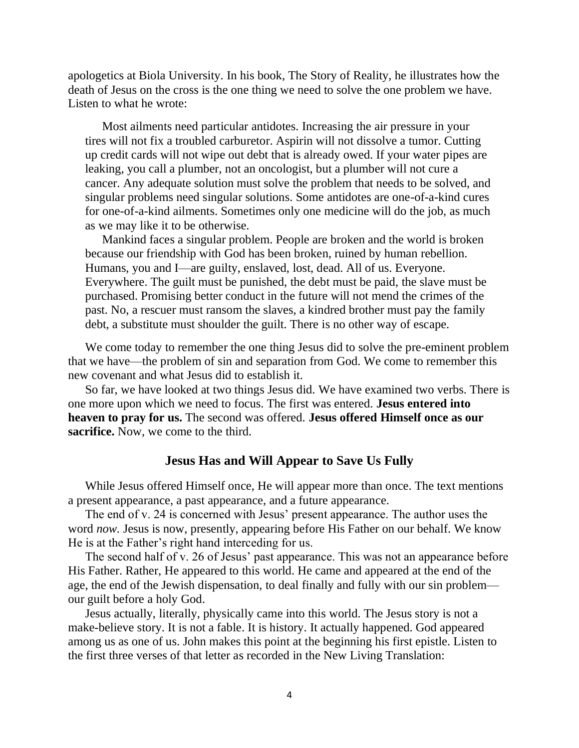apologetics at Biola University. In his book, The Story of Reality, he illustrates how the death of Jesus on the cross is the one thing we need to solve the one problem we have. Listen to what he wrote:

> Most ailments need particular antidotes. Increasing the air pressure in your tires will not fix a troubled carburetor. Aspirin will not dissolve a tumor. Cutting up credit cards will not wipe out debt that is already owed. If your water pipes are leaking, you call a plumber, not an oncologist, but a plumber will not cure a cancer. Any adequate solution must solve the problem that needs to be solved, and singular problems need singular solutions. Some antidotes are one-of-a-kind cures for one-of-a-kind ailments. Sometimes only one medicine will do the job, as much as we may like it to be otherwise.
>
> Mankind faces a singular problem. People are broken and the world is broken because our friendship with God has been broken, ruined by human rebellion. Humans, you and I—are guilty, enslaved, lost, dead. All of us. Everyone. Everywhere. The guilt must be punished, the debt must be paid, the slave must be purchased. Promising better conduct in the future will not mend the crimes of the past. No, a rescuer must ransom the slaves, a kindred brother must pay the family debt, a substitute must shoulder the guilt. There is no other way of escape.

We come today to remember the one thing Jesus did to solve the pre-eminent problem that we have—the problem of sin and separation from God. We come to remember this new covenant and what Jesus did to establish it.

So far, we have looked at two things Jesus did. We have examined two verbs. There is one more upon which we need to focus. The first was entered. **Jesus entered into heaven to pray for us.** The second was offered. **Jesus offered Himself once as our sacrifice.** Now, we come to the third.

## Jesus Has and Will Appear to Save Us Fully

While Jesus offered Himself once, He will appear more than once. The text mentions a present appearance, a past appearance, and a future appearance.

The end of v. 24 is concerned with Jesus' present appearance. The author uses the word *now.* Jesus is now, presently, appearing before His Father on our behalf. We know He is at the Father's right hand interceding for us.

The second half of v. 26 of Jesus' past appearance. This was not an appearance before His Father. Rather, He appeared to this world. He came and appeared at the end of the age, the end of the Jewish dispensation, to deal finally and fully with our sin problem—our guilt before a holy God.

Jesus actually, literally, physically came into this world. The Jesus story is not a make-believe story. It is not a fable. It is history. It actually happened. God appeared among us as one of us. John makes this point at the beginning his first epistle. Listen to the first three verses of that letter as recorded in the New Living Translation: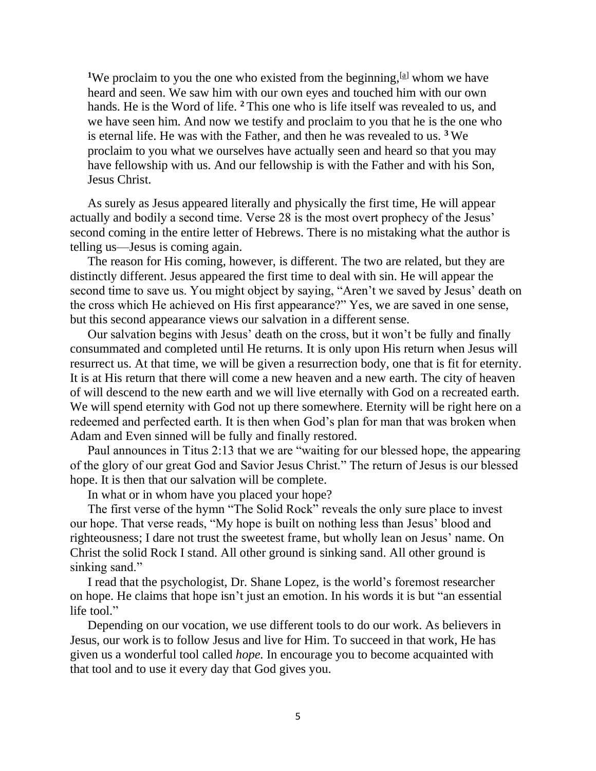**1**We proclaim to you the one who existed from the beginning,[a] whom we have heard and seen. We saw him with our own eyes and touched him with our own hands. He is the Word of life. **2** This one who is life itself was revealed to us, and we have seen him. And now we testify and proclaim to you that he is the one who is eternal life. He was with the Father, and then he was revealed to us. **3** We proclaim to you what we ourselves have actually seen and heard so that you may have fellowship with us. And our fellowship is with the Father and with his Son, Jesus Christ.

As surely as Jesus appeared literally and physically the first time, He will appear actually and bodily a second time. Verse 28 is the most overt prophecy of the Jesus' second coming in the entire letter of Hebrews. There is no mistaking what the author is telling us—Jesus is coming again.

The reason for His coming, however, is different. The two are related, but they are distinctly different. Jesus appeared the first time to deal with sin. He will appear the second time to save us. You might object by saying, "Aren't we saved by Jesus' death on the cross which He achieved on His first appearance?" Yes, we are saved in one sense, but this second appearance views our salvation in a different sense.

Our salvation begins with Jesus' death on the cross, but it won't be fully and finally consummated and completed until He returns. It is only upon His return when Jesus will resurrect us. At that time, we will be given a resurrection body, one that is fit for eternity. It is at His return that there will come a new heaven and a new earth. The city of heaven of will descend to the new earth and we will live eternally with God on a recreated earth. We will spend eternity with God not up there somewhere. Eternity will be right here on a redeemed and perfected earth. It is then when God's plan for man that was broken when Adam and Even sinned will be fully and finally restored.

Paul announces in Titus 2:13 that we are "waiting for our blessed hope, the appearing of the glory of our great God and Savior Jesus Christ." The return of Jesus is our blessed hope. It is then that our salvation will be complete.

In what or in whom have you placed your hope?

The first verse of the hymn "The Solid Rock" reveals the only sure place to invest our hope. That verse reads, "My hope is built on nothing less than Jesus' blood and righteousness; I dare not trust the sweetest frame, but wholly lean on Jesus' name. On Christ the solid Rock I stand. All other ground is sinking sand. All other ground is sinking sand."

I read that the psychologist, Dr. Shane Lopez, is the world's foremost researcher on hope. He claims that hope isn't just an emotion. In his words it is but "an essential life tool."

Depending on our vocation, we use different tools to do our work. As believers in Jesus, our work is to follow Jesus and live for Him. To succeed in that work, He has given us a wonderful tool called *hope.* In encourage you to become acquainted with that tool and to use it every day that God gives you.